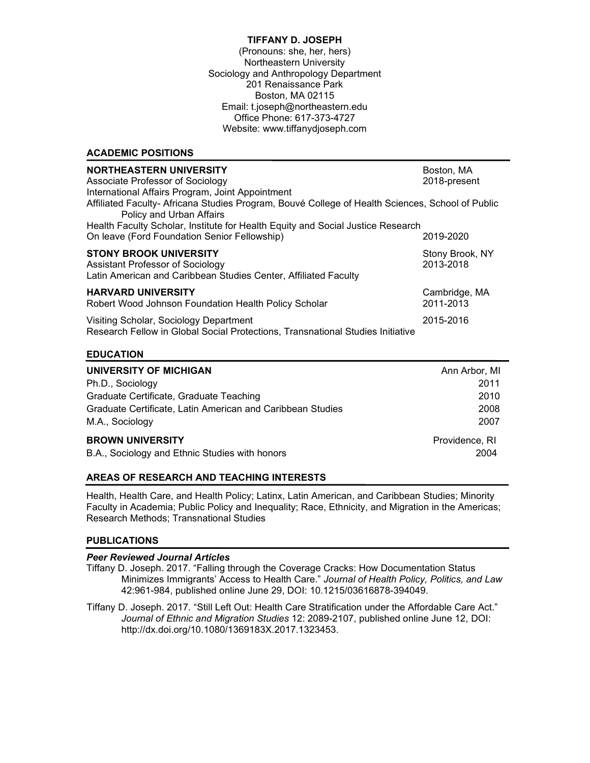**TIFFANY D. JOSEPH**

(Pronouns: she, her, hers)
Northeastern University
Sociology and Anthropology Department
201 Renaissance Park
Boston, MA 02115
Email: t.joseph@northeastern.edu
Office Phone: 617-373-4727
Website: www.tiffanydjoseph.com

## ACADEMIC POSITIONS

**NORTHEASTERN UNIVERSITY** — Boston, MA
Associate Professor of Sociology — 2018-present
International Affairs Program, Joint Appointment
Affiliated Faculty- Africana Studies Program, Bouvé College of Health Sciences, School of Public Policy and Urban Affairs
Health Faculty Scholar, Institute for Health Equity and Social Justice Research
On leave (Ford Foundation Senior Fellowship) — 2019-2020

**STONY BROOK UNIVERSITY** — Stony Brook, NY
Assistant Professor of Sociology — 2013-2018
Latin American and Caribbean Studies Center, Affiliated Faculty

**HARVARD UNIVERSITY** — Cambridge, MA
Robert Wood Johnson Foundation Health Policy Scholar — 2011-2013

Visiting Scholar, Sociology Department — 2015-2016
Research Fellow in Global Social Protections, Transnational Studies Initiative

## EDUCATION

**UNIVERSITY OF MICHIGAN** — Ann Arbor, MI
Ph.D., Sociology — 2011
Graduate Certificate, Graduate Teaching — 2010
Graduate Certificate, Latin American and Caribbean Studies — 2008
M.A., Sociology — 2007

**BROWN UNIVERSITY** — Providence, RI
B.A., Sociology and Ethnic Studies with honors — 2004

## AREAS OF RESEARCH AND TEACHING INTERESTS

Health, Health Care, and Health Policy; Latinx, Latin American, and Caribbean Studies; Minority Faculty in Academia; Public Policy and Inequality; Race, Ethnicity, and Migration in the Americas; Research Methods; Transnational Studies

## PUBLICATIONS

***Peer Reviewed Journal Articles***

Tiffany D. Joseph. 2017. "Falling through the Coverage Cracks: How Documentation Status Minimizes Immigrants' Access to Health Care." *Journal of Health Policy, Politics, and Law* 42:961-984, published online June 29, DOI: 10.1215/03616878-394049.

Tiffany D. Joseph. 2017. "Still Left Out: Health Care Stratification under the Affordable Care Act." *Journal of Ethnic and Migration Studies* 12: 2089-2107, published online June 12, DOI: http://dx.doi.org/10.1080/1369183X.2017.1323453.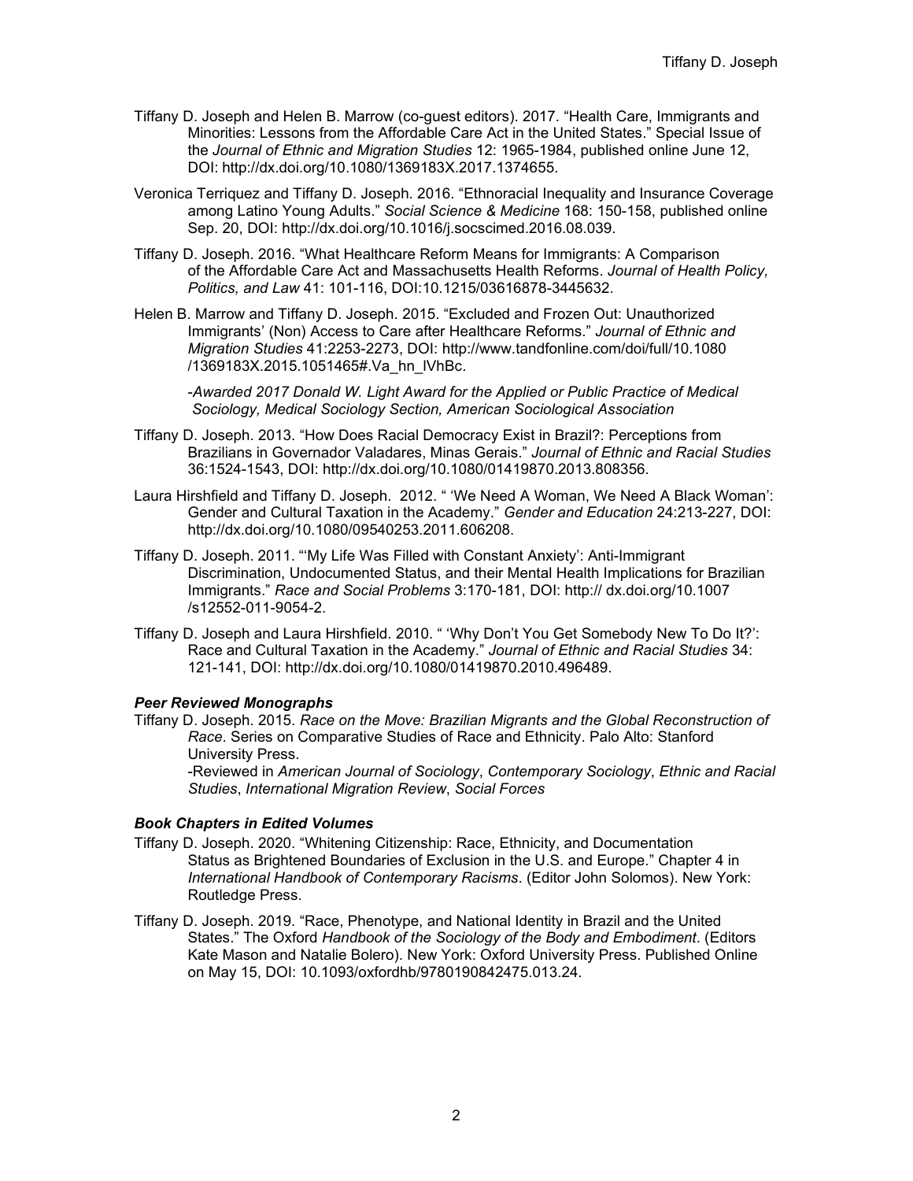Tiffany D. Joseph and Helen B. Marrow (co-guest editors). 2017. "Health Care, Immigrants and Minorities: Lessons from the Affordable Care Act in the United States." Special Issue of the *Journal of Ethnic and Migration Studies* 12: 1965-1984, published online June 12, DOI: http://dx.doi.org/10.1080/1369183X.2017.1374655.

Veronica Terriquez and Tiffany D. Joseph. 2016. "Ethnoracial Inequality and Insurance Coverage among Latino Young Adults." *Social Science & Medicine* 168: 150-158, published online Sep. 20, DOI: http://dx.doi.org/10.1016/j.socscimed.2016.08.039.

Tiffany D. Joseph. 2016. "What Healthcare Reform Means for Immigrants: A Comparison of the Affordable Care Act and Massachusetts Health Reforms. *Journal of Health Policy, Politics, and Law* 41: 101-116, DOI:10.1215/03616878-3445632.

Helen B. Marrow and Tiffany D. Joseph. 2015. "Excluded and Frozen Out: Unauthorized Immigrants' (Non) Access to Care after Healthcare Reforms." *Journal of Ethnic and Migration Studies* 41:2253-2273, DOI: http://www.tandfonline.com/doi/full/10.1080/1369183X.2015.1051465#.Va_hn_lVhBc.

*-Awarded 2017 Donald W. Light Award for the Applied or Public Practice of Medical Sociology, Medical Sociology Section, American Sociological Association*

Tiffany D. Joseph. 2013. "How Does Racial Democracy Exist in Brazil?: Perceptions from Brazilians in Governador Valadares, Minas Gerais." *Journal of Ethnic and Racial Studies* 36:1524-1543, DOI: http://dx.doi.org/10.1080/01419870.2013.808356.

Laura Hirshfield and Tiffany D. Joseph. 2012. " 'We Need A Woman, We Need A Black Woman': Gender and Cultural Taxation in the Academy." *Gender and Education* 24:213-227, DOI: http://dx.doi.org/10.1080/09540253.2011.606208.

Tiffany D. Joseph. 2011. "'My Life Was Filled with Constant Anxiety': Anti-Immigrant Discrimination, Undocumented Status, and their Mental Health Implications for Brazilian Immigrants." *Race and Social Problems* 3:170-181, DOI: http:// dx.doi.org/10.1007/s12552-011-9054-2.

Tiffany D. Joseph and Laura Hirshfield. 2010. " 'Why Don't You Get Somebody New To Do It?': Race and Cultural Taxation in the Academy." *Journal of Ethnic and Racial Studies* 34: 121-141, DOI: http://dx.doi.org/10.1080/01419870.2010.496489.

***Peer Reviewed Monographs***

Tiffany D. Joseph. 2015. *Race on the Move: Brazilian Migrants and the Global Reconstruction of Race*. Series on Comparative Studies of Race and Ethnicity. Palo Alto: Stanford University Press.
-Reviewed in *American Journal of Sociology*, *Contemporary Sociology*, *Ethnic and Racial Studies*, *International Migration Review*, *Social Forces*

***Book Chapters in Edited Volumes***

Tiffany D. Joseph. 2020. "Whitening Citizenship: Race, Ethnicity, and Documentation Status as Brightened Boundaries of Exclusion in the U.S. and Europe." Chapter 4 in *International Handbook of Contemporary Racisms*. (Editor John Solomos). New York: Routledge Press.

Tiffany D. Joseph. 2019. "Race, Phenotype, and National Identity in Brazil and the United States." The Oxford *Handbook of the Sociology of the Body and Embodiment*. (Editors Kate Mason and Natalie Bolero). New York: Oxford University Press. Published Online on May 15, DOI: 10.1093/oxfordhb/9780190842475.013.24.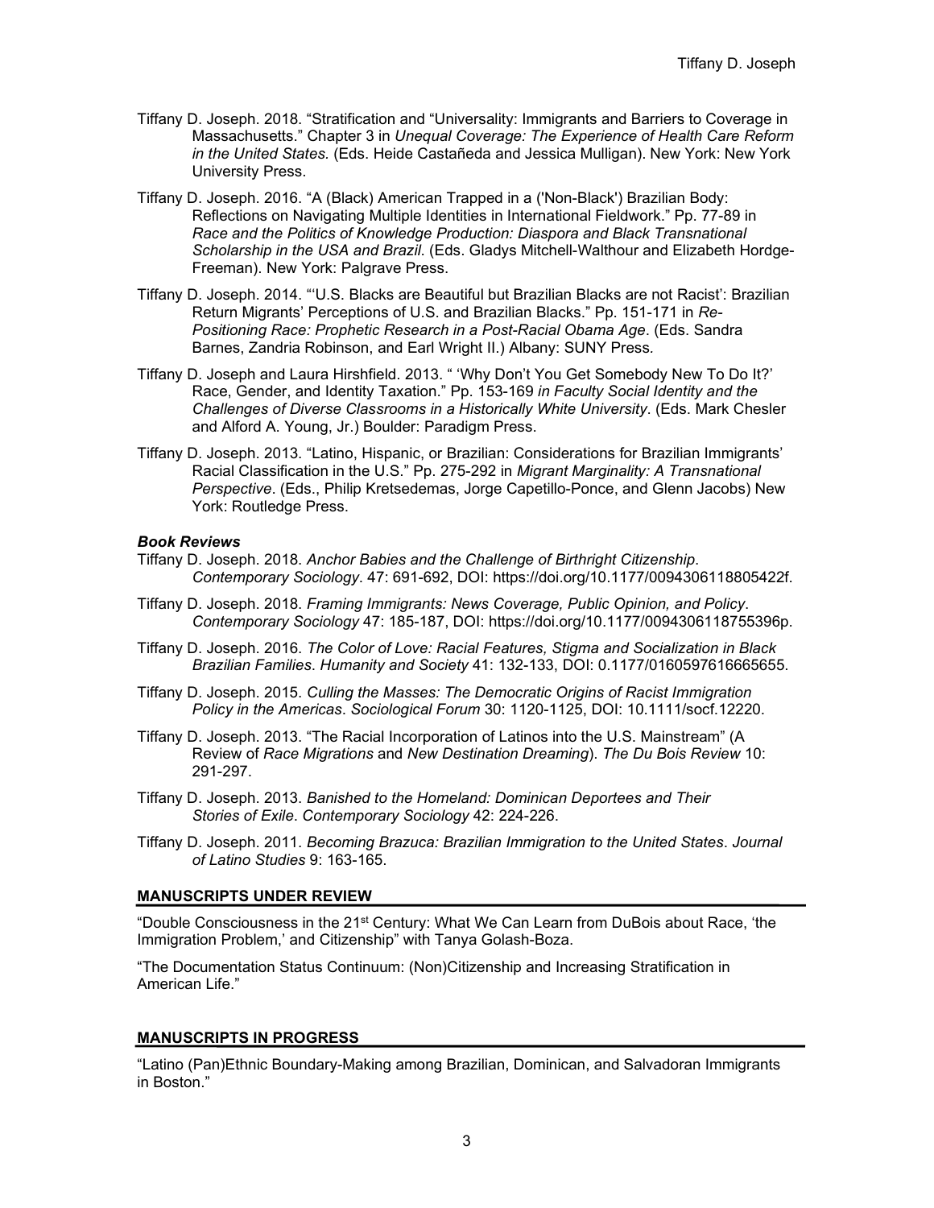Tiffany D. Joseph. 2018. "Stratification and "Universality: Immigrants and Barriers to Coverage in Massachusetts." Chapter 3 in *Unequal Coverage: The Experience of Health Care Reform in the United States.* (Eds. Heide Castañeda and Jessica Mulligan). New York: New York University Press.

Tiffany D. Joseph. 2016. "A (Black) American Trapped in a ('Non-Black') Brazilian Body: Reflections on Navigating Multiple Identities in International Fieldwork." Pp. 77-89 in *Race and the Politics of Knowledge Production: Diaspora and Black Transnational Scholarship in the USA and Brazil*. (Eds. Gladys Mitchell-Walthour and Elizabeth Hordge-Freeman). New York: Palgrave Press.

Tiffany D. Joseph. 2014. "'U.S. Blacks are Beautiful but Brazilian Blacks are not Racist': Brazilian Return Migrants' Perceptions of U.S. and Brazilian Blacks." Pp. 151-171 in *Re-Positioning Race: Prophetic Research in a Post-Racial Obama Age*. (Eds. Sandra Barnes, Zandria Robinson, and Earl Wright II.) Albany: SUNY Press.

Tiffany D. Joseph and Laura Hirshfield. 2013. " 'Why Don't You Get Somebody New To Do It?' Race, Gender, and Identity Taxation." Pp. 153-169 *in Faculty Social Identity and the Challenges of Diverse Classrooms in a Historically White University*. (Eds. Mark Chesler and Alford A. Young, Jr.) Boulder: Paradigm Press.

Tiffany D. Joseph. 2013. "Latino, Hispanic, or Brazilian: Considerations for Brazilian Immigrants' Racial Classification in the U.S." Pp. 275-292 in *Migrant Marginality: A Transnational Perspective*. (Eds., Philip Kretsedemas, Jorge Capetillo-Ponce, and Glenn Jacobs) New York: Routledge Press.

***Book Reviews***

Tiffany D. Joseph. 2018. *Anchor Babies and the Challenge of Birthright Citizenship*. *Contemporary Sociology*. 47: 691-692, DOI: https://doi.org/10.1177/0094306118805422f.

Tiffany D. Joseph. 2018. *Framing Immigrants: News Coverage, Public Opinion, and Policy*. *Contemporary Sociology* 47: 185-187, DOI: https://doi.org/10.1177/0094306118755396p.

Tiffany D. Joseph. 2016. *The Color of Love: Racial Features, Stigma and Socialization in Black Brazilian Families*. *Humanity and Society* 41: 132-133, DOI: 0.1177/0160597616665655.

Tiffany D. Joseph. 2015. *Culling the Masses: The Democratic Origins of Racist Immigration Policy in the Americas*. *Sociological Forum* 30: 1120-1125, DOI: 10.1111/socf.12220.

Tiffany D. Joseph. 2013. "The Racial Incorporation of Latinos into the U.S. Mainstream" (A Review of *Race Migrations* and *New Destination Dreaming*). *The Du Bois Review* 10: 291-297.

Tiffany D. Joseph. 2013. *Banished to the Homeland: Dominican Deportees and Their Stories of Exile*. *Contemporary Sociology* 42: 224-226.

Tiffany D. Joseph. 2011. *Becoming Brazuca: Brazilian Immigration to the United States*. *Journal of Latino Studies* 9: 163-165.

**MANUSCRIPTS UNDER REVIEW**

"Double Consciousness in the 21st Century: What We Can Learn from DuBois about Race, 'the Immigration Problem,' and Citizenship" with Tanya Golash-Boza.

"The Documentation Status Continuum: (Non)Citizenship and Increasing Stratification in American Life."

**MANUSCRIPTS IN PROGRESS**

"Latino (Pan)Ethnic Boundary-Making among Brazilian, Dominican, and Salvadoran Immigrants in Boston."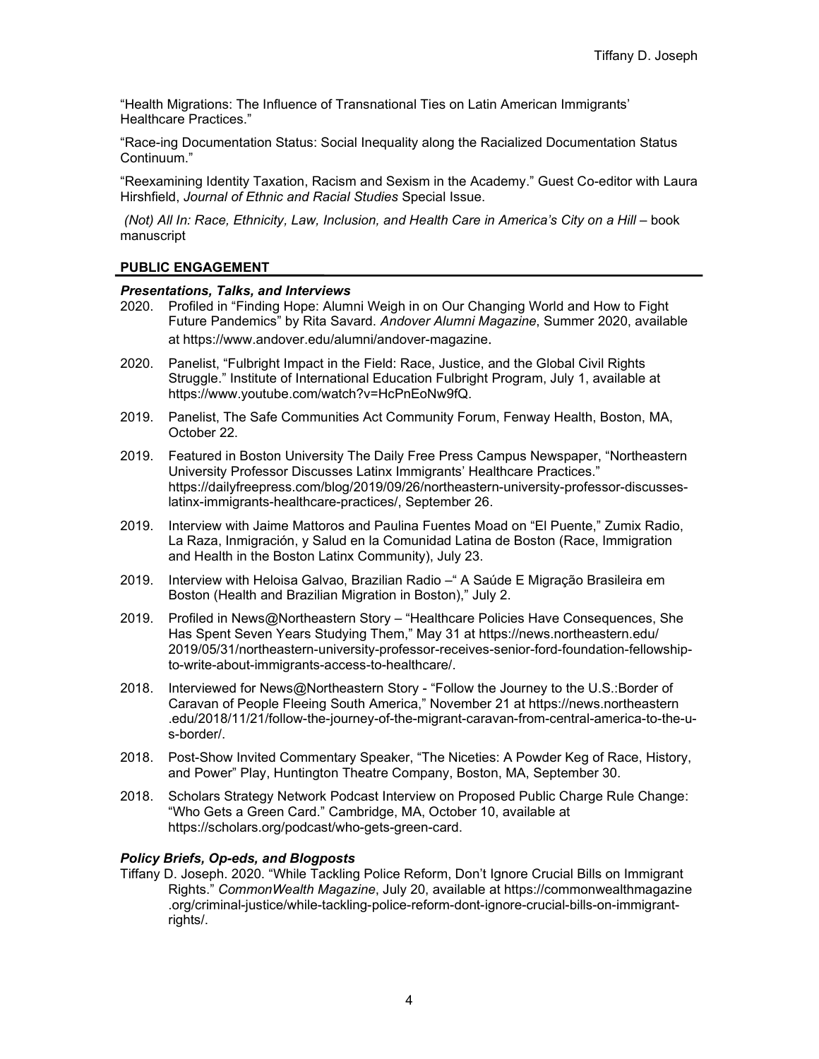"Health Migrations: The Influence of Transnational Ties on Latin American Immigrants' Healthcare Practices."

"Race-ing Documentation Status: Social Inequality along the Racialized Documentation Status Continuum."

"Reexamining Identity Taxation, Racism and Sexism in the Academy." Guest Co-editor with Laura Hirshfield, *Journal of Ethnic and Racial Studies* Special Issue.

*(Not) All In: Race, Ethnicity, Law, Inclusion, and Health Care in America's City on a Hill* – book manuscript

## PUBLIC ENGAGEMENT

### *Presentations, Talks, and Interviews*

2020. Profiled in "Finding Hope: Alumni Weigh in on Our Changing World and How to Fight Future Pandemics" by Rita Savard. *Andover Alumni Magazine*, Summer 2020, available at https://www.andover.edu/alumni/andover-magazine.

2020. Panelist, "Fulbright Impact in the Field: Race, Justice, and the Global Civil Rights Struggle." Institute of International Education Fulbright Program, July 1, available at https://www.youtube.com/watch?v=HcPnEoNw9fQ.

2019. Panelist, The Safe Communities Act Community Forum, Fenway Health, Boston, MA, October 22.

2019. Featured in Boston University The Daily Free Press Campus Newspaper, "Northeastern University Professor Discusses Latinx Immigrants' Healthcare Practices." https://dailyfreepress.com/blog/2019/09/26/northeastern-university-professor-discusses-latinx-immigrants-healthcare-practices/, September 26.

2019. Interview with Jaime Mattoros and Paulina Fuentes Moad on "El Puente," Zumix Radio, La Raza, Inmigración, y Salud en la Comunidad Latina de Boston (Race, Immigration and Health in the Boston Latinx Community), July 23.

2019. Interview with Heloisa Galvao, Brazilian Radio –" A Saúde E Migração Brasileira em Boston (Health and Brazilian Migration in Boston)," July 2.

2019. Profiled in News@Northeastern Story – "Healthcare Policies Have Consequences, She Has Spent Seven Years Studying Them," May 31 at https://news.northeastern.edu/2019/05/31/northeastern-university-professor-receives-senior-ford-foundation-fellowship-to-write-about-immigrants-access-to-healthcare/.

2018. Interviewed for News@Northeastern Story - "Follow the Journey to the U.S.:Border of Caravan of People Fleeing South America," November 21 at https://news.northeastern.edu/2018/11/21/follow-the-journey-of-the-migrant-caravan-from-central-america-to-the-u-s-border/.

2018. Post-Show Invited Commentary Speaker, "The Niceties: A Powder Keg of Race, History, and Power" Play, Huntington Theatre Company, Boston, MA, September 30.

2018. Scholars Strategy Network Podcast Interview on Proposed Public Charge Rule Change: "Who Gets a Green Card." Cambridge, MA, October 10, available at https://scholars.org/podcast/who-gets-green-card.

### *Policy Briefs, Op-eds, and Blogposts*

Tiffany D. Joseph. 2020. "While Tackling Police Reform, Don't Ignore Crucial Bills on Immigrant Rights." *CommonWealth Magazine*, July 20, available at https://commonwealthmagazine.org/criminal-justice/while-tackling-police-reform-dont-ignore-crucial-bills-on-immigrant-rights/.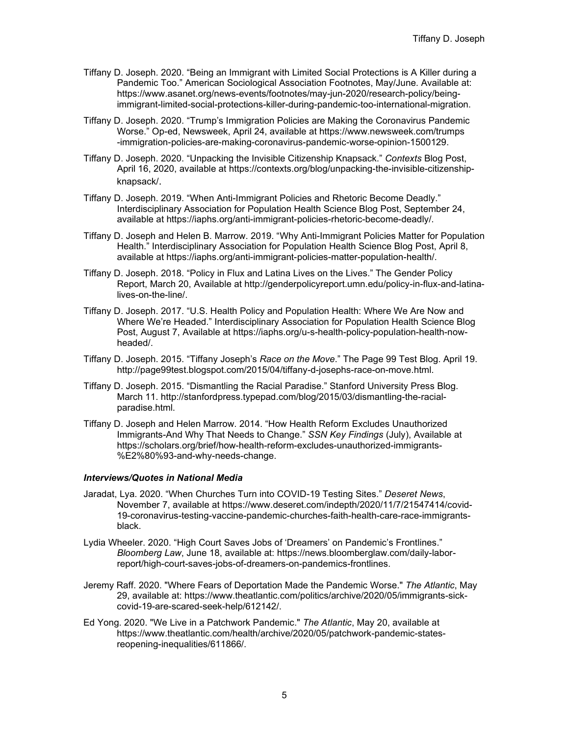Tiffany D. Joseph. 2020. "Being an Immigrant with Limited Social Protections is A Killer during a Pandemic Too." American Sociological Association Footnotes, May/June. Available at: https://www.asanet.org/news-events/footnotes/may-jun-2020/research-policy/being-immigrant-limited-social-protections-killer-during-pandemic-too-international-migration.

Tiffany D. Joseph. 2020. "Trump's Immigration Policies are Making the Coronavirus Pandemic Worse." Op-ed, Newsweek, April 24, available at https://www.newsweek.com/trumps-immigration-policies-are-making-coronavirus-pandemic-worse-opinion-1500129.

Tiffany D. Joseph. 2020. "Unpacking the Invisible Citizenship Knapsack." *Contexts* Blog Post, April 16, 2020, available at https://contexts.org/blog/unpacking-the-invisible-citizenship-knapsack/.

Tiffany D. Joseph. 2019. "When Anti-Immigrant Policies and Rhetoric Become Deadly." Interdisciplinary Association for Population Health Science Blog Post, September 24, available at https://iaphs.org/anti-immigrant-policies-rhetoric-become-deadly/.

Tiffany D. Joseph and Helen B. Marrow. 2019. "Why Anti-Immigrant Policies Matter for Population Health." Interdisciplinary Association for Population Health Science Blog Post, April 8, available at https://iaphs.org/anti-immigrant-policies-matter-population-health/.

Tiffany D. Joseph. 2018. "Policy in Flux and Latina Lives on the Lives." The Gender Policy Report, March 20, Available at http://genderpolicyreport.umn.edu/policy-in-flux-and-latina-lives-on-the-line/.

Tiffany D. Joseph. 2017. "U.S. Health Policy and Population Health: Where We Are Now and Where We're Headed." Interdisciplinary Association for Population Health Science Blog Post, August 7, Available at https://iaphs.org/u-s-health-policy-population-health-now-headed/.

Tiffany D. Joseph. 2015. "Tiffany Joseph's *Race on the Move*." The Page 99 Test Blog. April 19. http://page99test.blogspot.com/2015/04/tiffany-d-josephs-race-on-move.html.

Tiffany D. Joseph. 2015. "Dismantling the Racial Paradise." Stanford University Press Blog. March 11. http://stanfordpress.typepad.com/blog/2015/03/dismantling-the-racial-paradise.html.

Tiffany D. Joseph and Helen Marrow. 2014. "How Health Reform Excludes Unauthorized Immigrants-And Why That Needs to Change." *SSN Key Findings* (July), Available at https://scholars.org/brief/how-health-reform-excludes-unauthorized-immigrants-%E2%80%93-and-why-needs-change.

### *Interviews/Quotes in National Media*

Jaradat, Lya. 2020. "When Churches Turn into COVID-19 Testing Sites." *Deseret News*, November 7, available at https://www.deseret.com/indepth/2020/11/7/21547414/covid-19-coronavirus-testing-vaccine-pandemic-churches-faith-health-care-race-immigrants-black.

Lydia Wheeler. 2020. "High Court Saves Jobs of 'Dreamers' on Pandemic's Frontlines." *Bloomberg Law*, June 18, available at: https://news.bloomberglaw.com/daily-labor-report/high-court-saves-jobs-of-dreamers-on-pandemics-frontlines.

Jeremy Raff. 2020. "Where Fears of Deportation Made the Pandemic Worse." *The Atlantic*, May 29, available at: https://www.theatlantic.com/politics/archive/2020/05/immigrants-sick-covid-19-are-scared-seek-help/612142/.

Ed Yong. 2020. "We Live in a Patchwork Pandemic." *The Atlantic*, May 20, available at https://www.theatlantic.com/health/archive/2020/05/patchwork-pandemic-states-reopening-inequalities/611866/.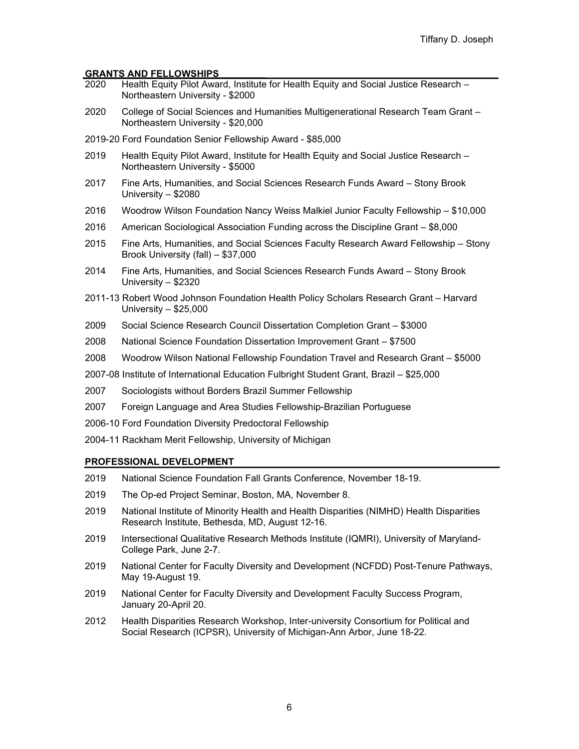## GRANTS AND FELLOWSHIPS

- 2020 Health Equity Pilot Award, Institute for Health Equity and Social Justice Research – Northeastern University - $2000
- 2020 College of Social Sciences and Humanities Multigenerational Research Team Grant – Northeastern University - $20,000
- 2019-20 Ford Foundation Senior Fellowship Award - $85,000
- 2019 Health Equity Pilot Award, Institute for Health Equity and Social Justice Research – Northeastern University - $5000
- 2017 Fine Arts, Humanities, and Social Sciences Research Funds Award – Stony Brook University – $2080
- 2016 Woodrow Wilson Foundation Nancy Weiss Malkiel Junior Faculty Fellowship – $10,000
- 2016 American Sociological Association Funding across the Discipline Grant – $8,000
- 2015 Fine Arts, Humanities, and Social Sciences Faculty Research Award Fellowship – Stony Brook University (fall) – $37,000
- 2014 Fine Arts, Humanities, and Social Sciences Research Funds Award – Stony Brook University – $2320
- 2011-13 Robert Wood Johnson Foundation Health Policy Scholars Research Grant – Harvard University – $25,000
- 2009 Social Science Research Council Dissertation Completion Grant – $3000
- 2008 National Science Foundation Dissertation Improvement Grant – $7500
- 2008 Woodrow Wilson National Fellowship Foundation Travel and Research Grant – $5000
- 2007-08 Institute of International Education Fulbright Student Grant, Brazil – $25,000
- 2007 Sociologists without Borders Brazil Summer Fellowship
- 2007 Foreign Language and Area Studies Fellowship-Brazilian Portuguese
- 2006-10 Ford Foundation Diversity Predoctoral Fellowship
- 2004-11 Rackham Merit Fellowship, University of Michigan

## PROFESSIONAL DEVELOPMENT

- 2019 National Science Foundation Fall Grants Conference, November 18-19.
- 2019 The Op-ed Project Seminar, Boston, MA, November 8.
- 2019 National Institute of Minority Health and Health Disparities (NIMHD) Health Disparities Research Institute, Bethesda, MD, August 12-16.
- 2019 Intersectional Qualitative Research Methods Institute (IQMRI), University of Maryland-College Park, June 2-7.
- 2019 National Center for Faculty Diversity and Development (NCFDD) Post-Tenure Pathways, May 19-August 19.
- 2019 National Center for Faculty Diversity and Development Faculty Success Program, January 20-April 20.
- 2012 Health Disparities Research Workshop, Inter-university Consortium for Political and Social Research (ICPSR), University of Michigan-Ann Arbor, June 18-22.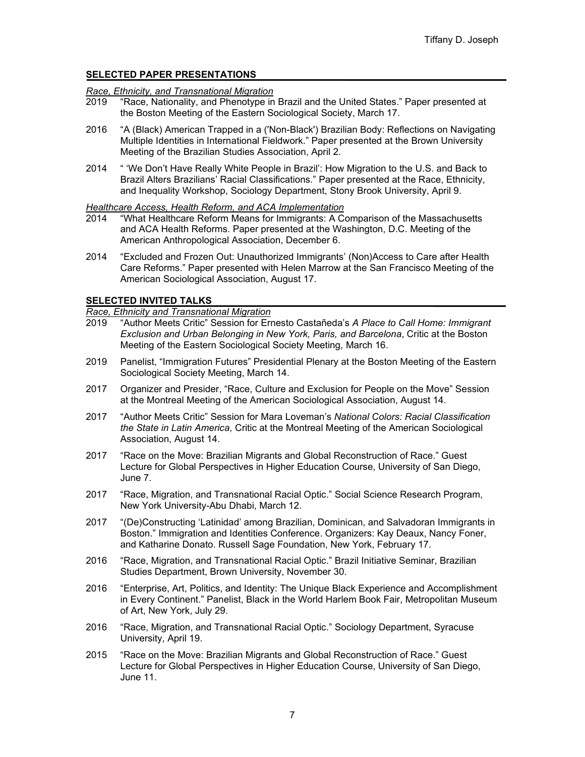## SELECTED PAPER PRESENTATIONS

*Race, Ethnicity, and Transnational Migration*

2019 "Race, Nationality, and Phenotype in Brazil and the United States." Paper presented at the Boston Meeting of the Eastern Sociological Society, March 17.

2016 "A (Black) American Trapped in a ('Non-Black') Brazilian Body: Reflections on Navigating Multiple Identities in International Fieldwork." Paper presented at the Brown University Meeting of the Brazilian Studies Association, April 2.

2014 " 'We Don't Have Really White People in Brazil': How Migration to the U.S. and Back to Brazil Alters Brazilians' Racial Classifications." Paper presented at the Race, Ethnicity, and Inequality Workshop, Sociology Department, Stony Brook University, April 9.

*Healthcare Access, Health Reform, and ACA Implementation*

2014 "What Healthcare Reform Means for Immigrants: A Comparison of the Massachusetts and ACA Health Reforms. Paper presented at the Washington, D.C. Meeting of the American Anthropological Association, December 6.

2014 "Excluded and Frozen Out: Unauthorized Immigrants' (Non)Access to Care after Health Care Reforms." Paper presented with Helen Marrow at the San Francisco Meeting of the American Sociological Association, August 17.

## SELECTED INVITED TALKS

*Race, Ethnicity and Transnational Migration*

2019 "Author Meets Critic" Session for Ernesto Castañeda's *A Place to Call Home: Immigrant Exclusion and Urban Belonging in New York, Paris, and Barcelona*, Critic at the Boston Meeting of the Eastern Sociological Society Meeting, March 16.

2019 Panelist, "Immigration Futures" Presidential Plenary at the Boston Meeting of the Eastern Sociological Society Meeting, March 14.

2017 Organizer and Presider, "Race, Culture and Exclusion for People on the Move" Session at the Montreal Meeting of the American Sociological Association, August 14.

2017 "Author Meets Critic" Session for Mara Loveman's *National Colors: Racial Classification the State in Latin America*, Critic at the Montreal Meeting of the American Sociological Association, August 14.

2017 "Race on the Move: Brazilian Migrants and Global Reconstruction of Race." Guest Lecture for Global Perspectives in Higher Education Course, University of San Diego, June 7.

2017 "Race, Migration, and Transnational Racial Optic." Social Science Research Program, New York University-Abu Dhabi, March 12.

2017 "(De)Constructing 'Latinidad' among Brazilian, Dominican, and Salvadoran Immigrants in Boston." Immigration and Identities Conference. Organizers: Kay Deaux, Nancy Foner, and Katharine Donato. Russell Sage Foundation, New York, February 17.

2016 "Race, Migration, and Transnational Racial Optic." Brazil Initiative Seminar, Brazilian Studies Department, Brown University, November 30.

2016 "Enterprise, Art, Politics, and Identity: The Unique Black Experience and Accomplishment in Every Continent." Panelist, Black in the World Harlem Book Fair, Metropolitan Museum of Art, New York, July 29.

2016 "Race, Migration, and Transnational Racial Optic." Sociology Department, Syracuse University, April 19.

2015 "Race on the Move: Brazilian Migrants and Global Reconstruction of Race." Guest Lecture for Global Perspectives in Higher Education Course, University of San Diego, June 11.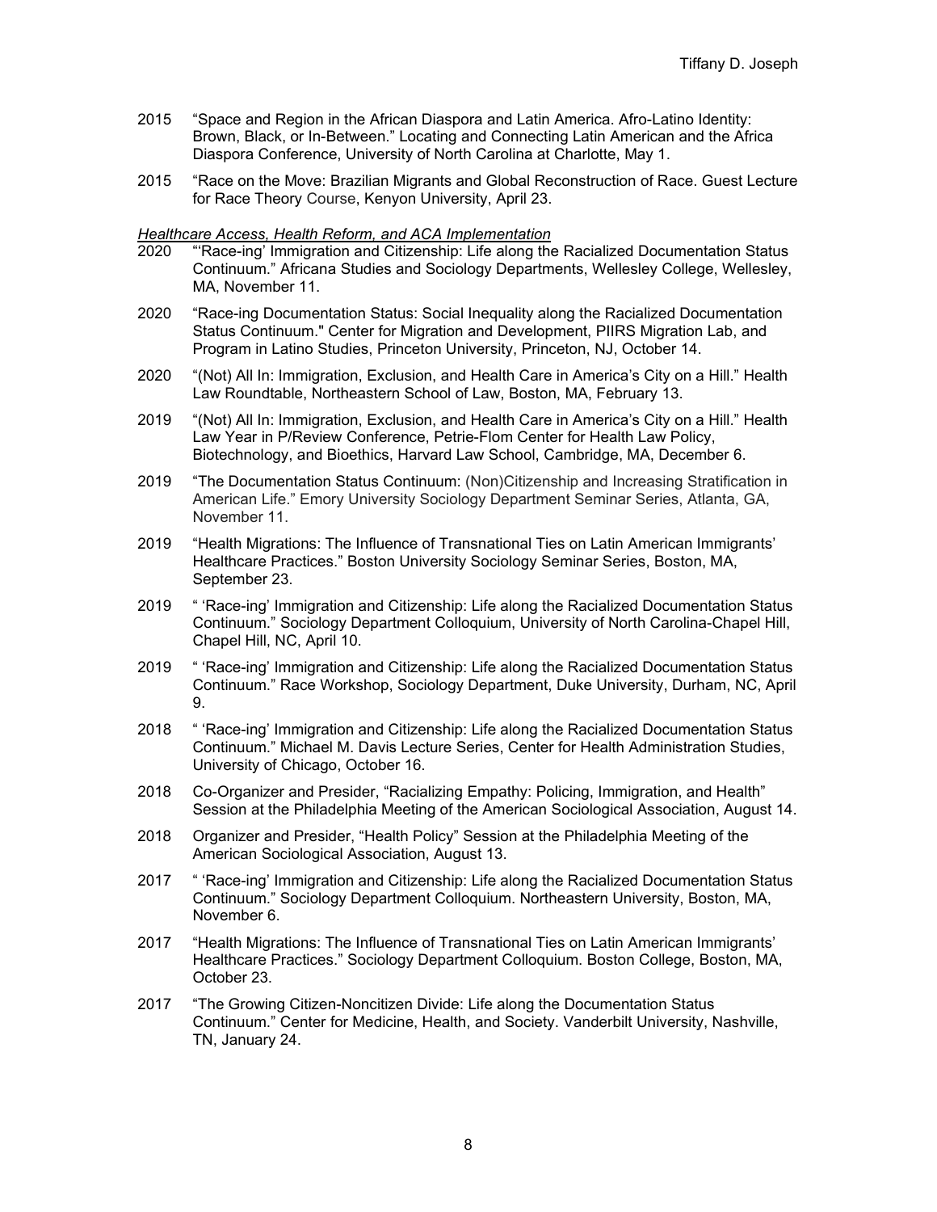2015 “Space and Region in the African Diaspora and Latin America. Afro-Latino Identity: Brown, Black, or In-Between.” Locating and Connecting Latin American and the Africa Diaspora Conference, University of North Carolina at Charlotte, May 1.

2015 “Race on the Move: Brazilian Migrants and Global Reconstruction of Race. Guest Lecture for Race Theory Course, Kenyon University, April 23.

*Healthcare Access, Health Reform, and ACA Implementation*

2020 “‘Race-ing’ Immigration and Citizenship: Life along the Racialized Documentation Status Continuum.” Africana Studies and Sociology Departments, Wellesley College, Wellesley, MA, November 11.

2020 “Race-ing Documentation Status: Social Inequality along the Racialized Documentation Status Continuum." Center for Migration and Development, PIIRS Migration Lab, and Program in Latino Studies, Princeton University, Princeton, NJ, October 14.

2020 “(Not) All In: Immigration, Exclusion, and Health Care in America’s City on a Hill.” Health Law Roundtable, Northeastern School of Law, Boston, MA, February 13.

2019 “(Not) All In: Immigration, Exclusion, and Health Care in America’s City on a Hill.” Health Law Year in P/Review Conference, Petrie-Flom Center for Health Law Policy, Biotechnology, and Bioethics, Harvard Law School, Cambridge, MA, December 6.

2019 “The Documentation Status Continuum: (Non)Citizenship and Increasing Stratification in American Life.” Emory University Sociology Department Seminar Series, Atlanta, GA, November 11.

2019 “Health Migrations: The Influence of Transnational Ties on Latin American Immigrants’ Healthcare Practices.” Boston University Sociology Seminar Series, Boston, MA, September 23.

2019 “ ‘Race-ing’ Immigration and Citizenship: Life along the Racialized Documentation Status Continuum.” Sociology Department Colloquium, University of North Carolina-Chapel Hill, Chapel Hill, NC, April 10.

2019 “ ‘Race-ing’ Immigration and Citizenship: Life along the Racialized Documentation Status Continuum.” Race Workshop, Sociology Department, Duke University, Durham, NC, April 9.

2018 “ ‘Race-ing’ Immigration and Citizenship: Life along the Racialized Documentation Status Continuum.” Michael M. Davis Lecture Series, Center for Health Administration Studies, University of Chicago, October 16.

2018 Co-Organizer and Presider, “Racializing Empathy: Policing, Immigration, and Health” Session at the Philadelphia Meeting of the American Sociological Association, August 14.

2018 Organizer and Presider, “Health Policy” Session at the Philadelphia Meeting of the American Sociological Association, August 13.

2017 “ ‘Race-ing’ Immigration and Citizenship: Life along the Racialized Documentation Status Continuum.” Sociology Department Colloquium. Northeastern University, Boston, MA, November 6.

2017 “Health Migrations: The Influence of Transnational Ties on Latin American Immigrants’ Healthcare Practices.” Sociology Department Colloquium. Boston College, Boston, MA, October 23.

2017 “The Growing Citizen-Noncitizen Divide: Life along the Documentation Status Continuum.” Center for Medicine, Health, and Society. Vanderbilt University, Nashville, TN, January 24.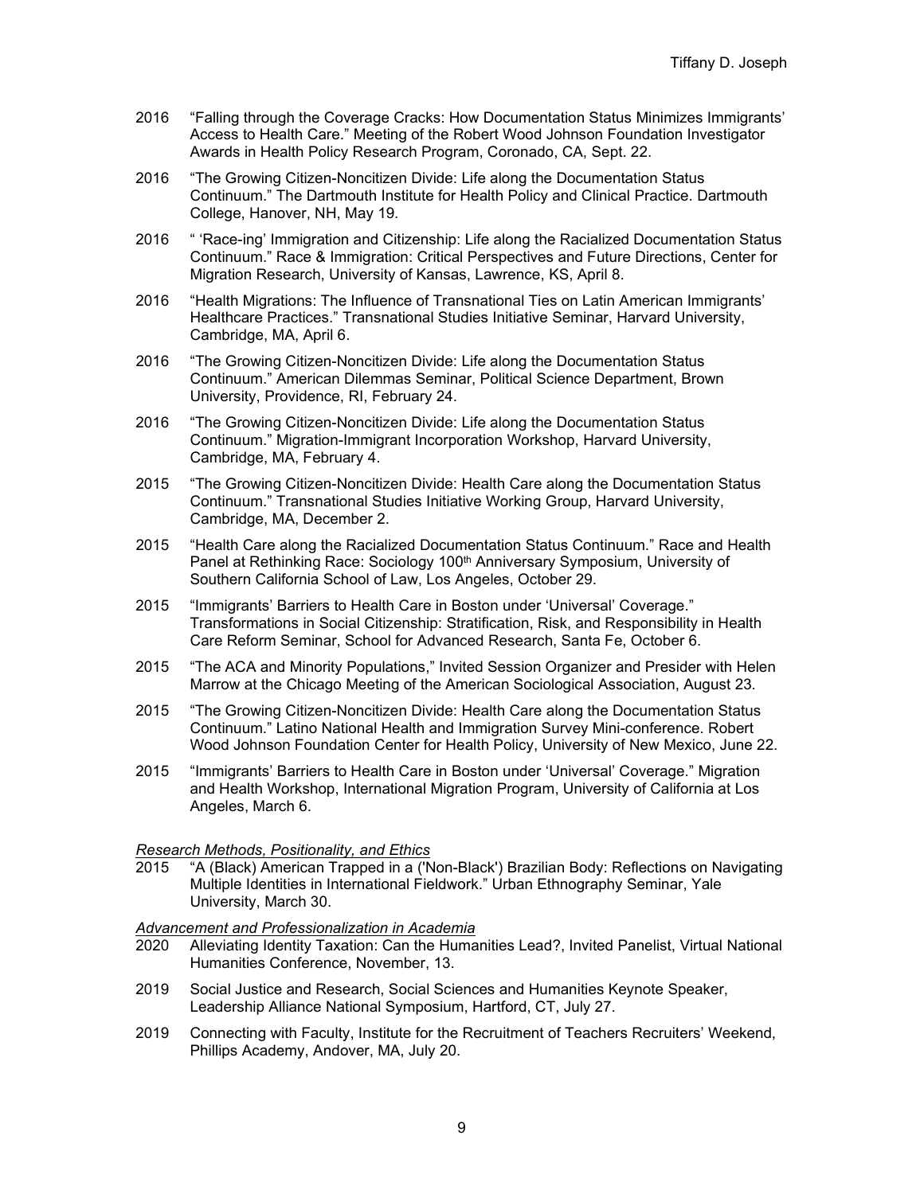2016 "Falling through the Coverage Cracks: How Documentation Status Minimizes Immigrants' Access to Health Care." Meeting of the Robert Wood Johnson Foundation Investigator Awards in Health Policy Research Program, Coronado, CA, Sept. 22.

2016 "The Growing Citizen-Noncitizen Divide: Life along the Documentation Status Continuum." The Dartmouth Institute for Health Policy and Clinical Practice. Dartmouth College, Hanover, NH, May 19.

2016 " 'Race-ing' Immigration and Citizenship: Life along the Racialized Documentation Status Continuum." Race & Immigration: Critical Perspectives and Future Directions, Center for Migration Research, University of Kansas, Lawrence, KS, April 8.

2016 "Health Migrations: The Influence of Transnational Ties on Latin American Immigrants' Healthcare Practices." Transnational Studies Initiative Seminar, Harvard University, Cambridge, MA, April 6.

2016 "The Growing Citizen-Noncitizen Divide: Life along the Documentation Status Continuum." American Dilemmas Seminar, Political Science Department, Brown University, Providence, RI, February 24.

2016 "The Growing Citizen-Noncitizen Divide: Life along the Documentation Status Continuum." Migration-Immigrant Incorporation Workshop, Harvard University, Cambridge, MA, February 4.

2015 "The Growing Citizen-Noncitizen Divide: Health Care along the Documentation Status Continuum." Transnational Studies Initiative Working Group, Harvard University, Cambridge, MA, December 2.

2015 "Health Care along the Racialized Documentation Status Continuum." Race and Health Panel at Rethinking Race: Sociology 100th Anniversary Symposium, University of Southern California School of Law, Los Angeles, October 29.

2015 "Immigrants' Barriers to Health Care in Boston under 'Universal' Coverage." Transformations in Social Citizenship: Stratification, Risk, and Responsibility in Health Care Reform Seminar, School for Advanced Research, Santa Fe, October 6.

2015 "The ACA and Minority Populations," Invited Session Organizer and Presider with Helen Marrow at the Chicago Meeting of the American Sociological Association, August 23.

2015 "The Growing Citizen-Noncitizen Divide: Health Care along the Documentation Status Continuum." Latino National Health and Immigration Survey Mini-conference. Robert Wood Johnson Foundation Center for Health Policy, University of New Mexico, June 22.

2015 "Immigrants' Barriers to Health Care in Boston under 'Universal' Coverage." Migration and Health Workshop, International Migration Program, University of California at Los Angeles, March 6.

*Research Methods, Positionality, and Ethics*

2015 "A (Black) American Trapped in a ('Non-Black') Brazilian Body: Reflections on Navigating Multiple Identities in International Fieldwork." Urban Ethnography Seminar, Yale University, March 30.

*Advancement and Professionalization in Academia*

2020 Alleviating Identity Taxation: Can the Humanities Lead?, Invited Panelist, Virtual National Humanities Conference, November, 13.

2019 Social Justice and Research, Social Sciences and Humanities Keynote Speaker, Leadership Alliance National Symposium, Hartford, CT, July 27.

2019 Connecting with Faculty, Institute for the Recruitment of Teachers Recruiters' Weekend, Phillips Academy, Andover, MA, July 20.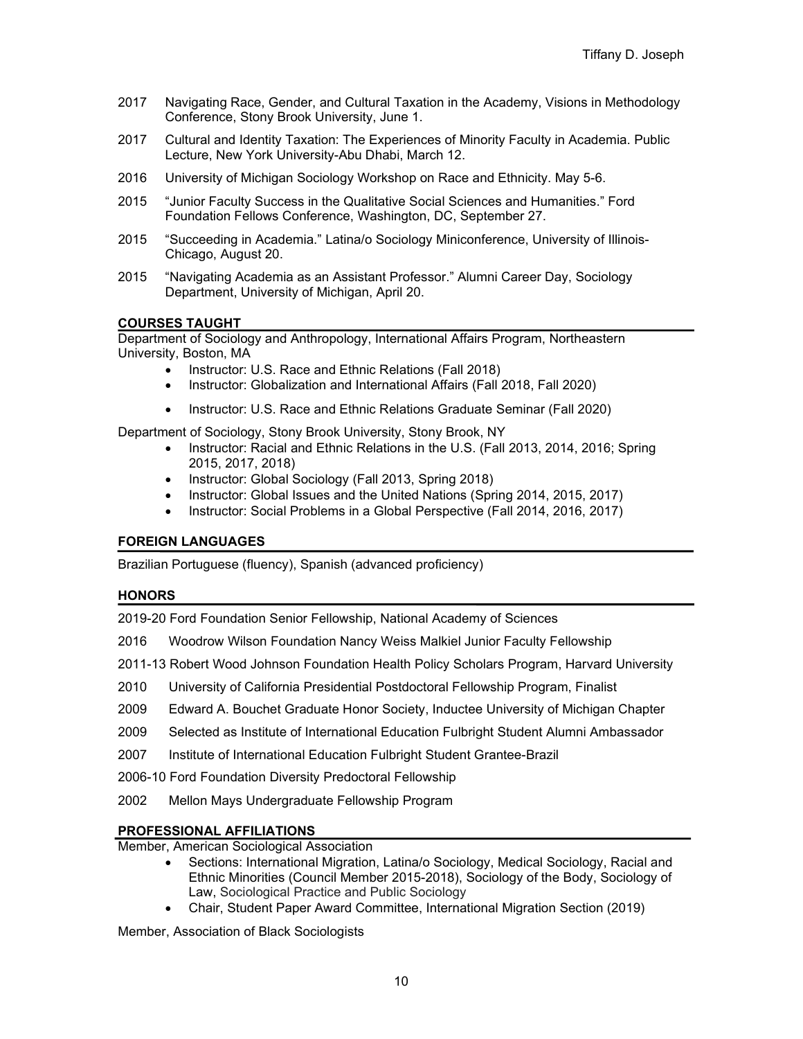2017 Navigating Race, Gender, and Cultural Taxation in the Academy, Visions in Methodology Conference, Stony Brook University, June 1.

2017 Cultural and Identity Taxation: The Experiences of Minority Faculty in Academia. Public Lecture, New York University-Abu Dhabi, March 12.

2016 University of Michigan Sociology Workshop on Race and Ethnicity. May 5-6.

2015 "Junior Faculty Success in the Qualitative Social Sciences and Humanities." Ford Foundation Fellows Conference, Washington, DC, September 27.

2015 "Succeeding in Academia." Latina/o Sociology Miniconference, University of Illinois-Chicago, August 20.

2015 "Navigating Academia as an Assistant Professor." Alumni Career Day, Sociology Department, University of Michigan, April 20.

## COURSES TAUGHT

Department of Sociology and Anthropology, International Affairs Program, Northeastern University, Boston, MA

- Instructor: U.S. Race and Ethnic Relations (Fall 2018)
- Instructor: Globalization and International Affairs (Fall 2018, Fall 2020)
- Instructor: U.S. Race and Ethnic Relations Graduate Seminar (Fall 2020)

Department of Sociology, Stony Brook University, Stony Brook, NY

- Instructor: Racial and Ethnic Relations in the U.S. (Fall 2013, 2014, 2016; Spring 2015, 2017, 2018)
- Instructor: Global Sociology (Fall 2013, Spring 2018)
- Instructor: Global Issues and the United Nations (Spring 2014, 2015, 2017)
- Instructor: Social Problems in a Global Perspective (Fall 2014, 2016, 2017)

## FOREIGN LANGUAGES

Brazilian Portuguese (fluency), Spanish (advanced proficiency)

## HONORS

2019-20 Ford Foundation Senior Fellowship, National Academy of Sciences

2016 Woodrow Wilson Foundation Nancy Weiss Malkiel Junior Faculty Fellowship

2011-13 Robert Wood Johnson Foundation Health Policy Scholars Program, Harvard University

2010 University of California Presidential Postdoctoral Fellowship Program, Finalist

2009 Edward A. Bouchet Graduate Honor Society, Inductee University of Michigan Chapter

2009 Selected as Institute of International Education Fulbright Student Alumni Ambassador

2007 Institute of International Education Fulbright Student Grantee-Brazil

2006-10 Ford Foundation Diversity Predoctoral Fellowship

2002 Mellon Mays Undergraduate Fellowship Program

## PROFESSIONAL AFFILIATIONS

Member, American Sociological Association

- Sections: International Migration, Latina/o Sociology, Medical Sociology, Racial and Ethnic Minorities (Council Member 2015-2018), Sociology of the Body, Sociology of Law, Sociological Practice and Public Sociology
- Chair, Student Paper Award Committee, International Migration Section (2019)

Member, Association of Black Sociologists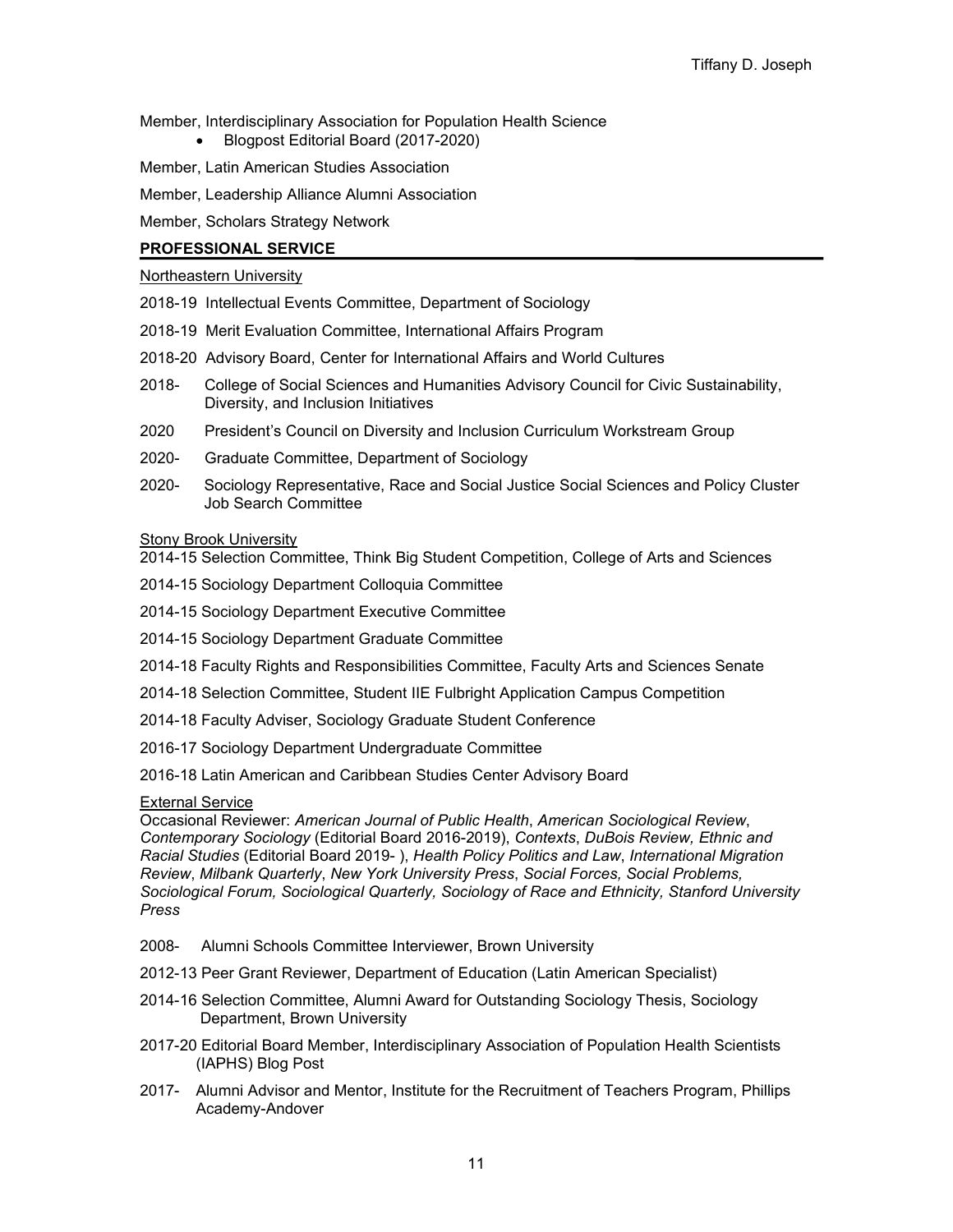Member, Interdisciplinary Association for Population Health Science

- Blogpost Editorial Board (2017-2020)

Member, Latin American Studies Association

Member, Leadership Alliance Alumni Association

Member, Scholars Strategy Network

## PROFESSIONAL SERVICE

Northeastern University

2018-19 Intellectual Events Committee, Department of Sociology

2018-19 Merit Evaluation Committee, International Affairs Program

2018-20 Advisory Board, Center for International Affairs and World Cultures

2018- College of Social Sciences and Humanities Advisory Council for Civic Sustainability, Diversity, and Inclusion Initiatives

2020 President's Council on Diversity and Inclusion Curriculum Workstream Group

2020- Graduate Committee, Department of Sociology

2020- Sociology Representative, Race and Social Justice Social Sciences and Policy Cluster Job Search Committee

Stony Brook University

2014-15 Selection Committee, Think Big Student Competition, College of Arts and Sciences

2014-15 Sociology Department Colloquia Committee

2014-15 Sociology Department Executive Committee

2014-15 Sociology Department Graduate Committee

2014-18 Faculty Rights and Responsibilities Committee, Faculty Arts and Sciences Senate

2014-18 Selection Committee, Student IIE Fulbright Application Campus Competition

2014-18 Faculty Adviser, Sociology Graduate Student Conference

2016-17 Sociology Department Undergraduate Committee

2016-18 Latin American and Caribbean Studies Center Advisory Board

External Service

Occasional Reviewer: *American Journal of Public Health*, *American Sociological Review*, *Contemporary Sociology* (Editorial Board 2016-2019), *Contexts*, *DuBois Review, Ethnic and Racial Studies* (Editorial Board 2019- ), *Health Policy Politics and Law*, *International Migration Review*, *Milbank Quarterly*, *New York University Press*, *Social Forces, Social Problems, Sociological Forum, Sociological Quarterly, Sociology of Race and Ethnicity, Stanford University Press*

2008- Alumni Schools Committee Interviewer, Brown University

2012-13 Peer Grant Reviewer, Department of Education (Latin American Specialist)

2014-16 Selection Committee, Alumni Award for Outstanding Sociology Thesis, Sociology Department, Brown University

2017-20 Editorial Board Member, Interdisciplinary Association of Population Health Scientists (IAPHS) Blog Post

2017- Alumni Advisor and Mentor, Institute for the Recruitment of Teachers Program, Phillips Academy-Andover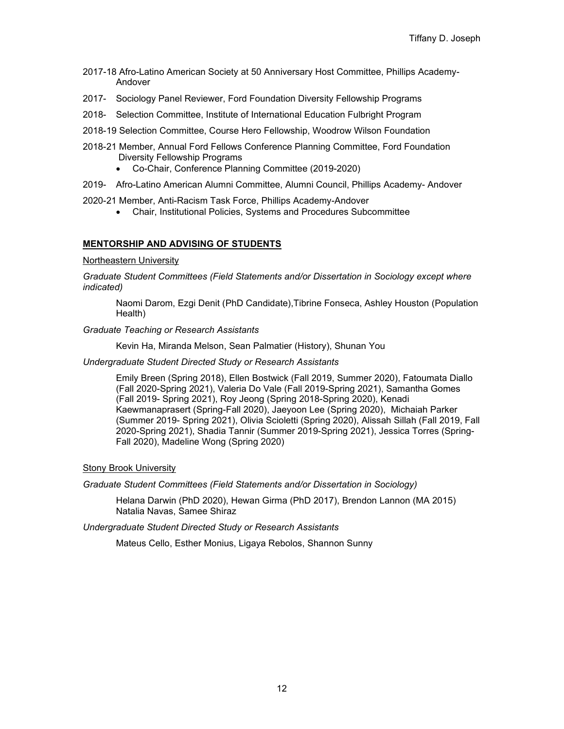2017-18 Afro-Latino American Society at 50 Anniversary Host Committee, Phillips Academy-Andover

2017- Sociology Panel Reviewer, Ford Foundation Diversity Fellowship Programs

2018- Selection Committee, Institute of International Education Fulbright Program

2018-19 Selection Committee, Course Hero Fellowship, Woodrow Wilson Foundation

2018-21 Member, Annual Ford Fellows Conference Planning Committee, Ford Foundation Diversity Fellowship Programs

- Co-Chair, Conference Planning Committee (2019-2020)

2019- Afro-Latino American Alumni Committee, Alumni Council, Phillips Academy- Andover

2020-21 Member, Anti-Racism Task Force, Phillips Academy-Andover

- Chair, Institutional Policies, Systems and Procedures Subcommittee

## **MENTORSHIP AND ADVISING OF STUDENTS**

Northeastern University

*Graduate Student Committees (Field Statements and/or Dissertation in Sociology except where indicated)*

Naomi Darom, Ezgi Denit (PhD Candidate),Tibrine Fonseca, Ashley Houston (Population Health)

*Graduate Teaching or Research Assistants*

Kevin Ha, Miranda Melson, Sean Palmatier (History), Shunan You

*Undergraduate Student Directed Study or Research Assistants*

Emily Breen (Spring 2018), Ellen Bostwick (Fall 2019, Summer 2020), Fatoumata Diallo (Fall 2020-Spring 2021), Valeria Do Vale (Fall 2019-Spring 2021), Samantha Gomes (Fall 2019- Spring 2021), Roy Jeong (Spring 2018-Spring 2020), Kenadi Kaewmanaprasert (Spring-Fall 2020), Jaeyoon Lee (Spring 2020), Michaiah Parker (Summer 2019- Spring 2021), Olivia Scioletti (Spring 2020), Alissah Sillah (Fall 2019, Fall 2020-Spring 2021), Shadia Tannir (Summer 2019-Spring 2021), Jessica Torres (Spring-Fall 2020), Madeline Wong (Spring 2020)

Stony Brook University

*Graduate Student Committees (Field Statements and/or Dissertation in Sociology)*

Helana Darwin (PhD 2020), Hewan Girma (PhD 2017), Brendon Lannon (MA 2015) Natalia Navas, Samee Shiraz

*Undergraduate Student Directed Study or Research Assistants*

Mateus Cello, Esther Monius, Ligaya Rebolos, Shannon Sunny